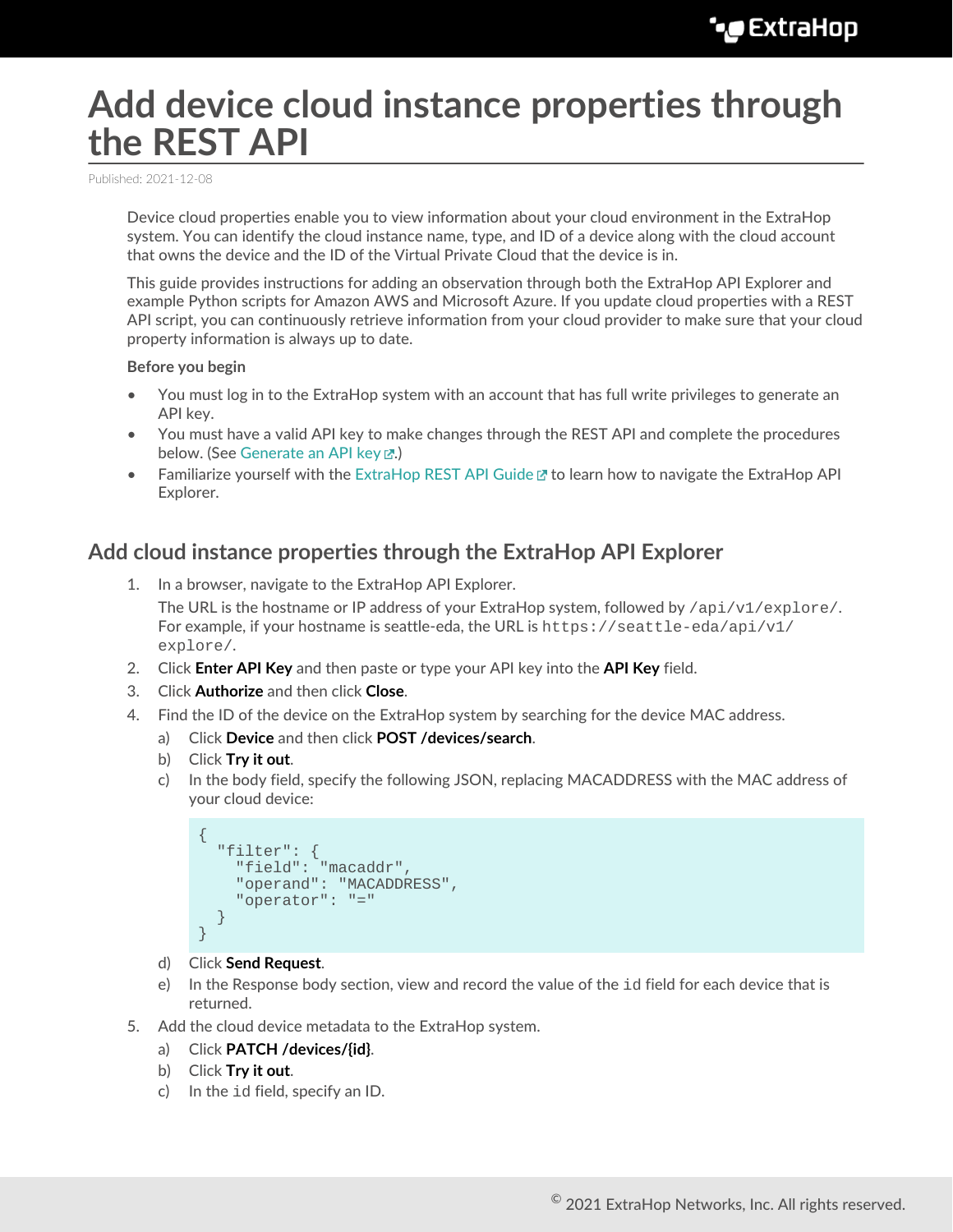# Add device cloud instance properties through the REST API

Published: 2021-12-08

Device cloud properties enable you to view information about your cloud environment in the ExtraHop system. You can identify the cloud instance name, type, and ID of a device along with the cloud account that owns the device and the ID of the Virtual Private Cloud that the device is in.

This guide provides instructions for adding an observation through both the ExtraHop API Explorer and example Python scripts for Amazon AWS and Microsoft Azure. If you update cloud properties with a REST API script, you can continuously retrieve information from your cloud provider to make sure that your cloud property information is always up to date.

**Before you begin**

- You must log in to the ExtraHop system with an account that has full write privileges to generate an API key.
- You must have a valid API key to make changes through the REST API and complete the procedures below. (See Generate an API key.)
- Familiarize yourself with the ExtraHop REST API Guide to learn how to navigate the ExtraHop API Explorer.

## Add cloud instance properties through the ExtraHop API Explorer

1. In a browser, navigate to the ExtraHop API Explorer.

   The URL is the hostname or IP address of your ExtraHop system, followed by `/api/v1/explore/`. For example, if your hostname is seattle-eda, the URL is `https://seattle-eda/api/v1/explore/`.
2. Click **Enter API Key** and then paste or type your API key into the **API Key** field.
3. Click **Authorize** and then click **Close**.
4. Find the ID of the device on the ExtraHop system by searching for the device MAC address.
   a) Click **Device** and then click **POST /devices/search**.
   b) Click **Try it out**.
   c) In the body field, specify the following JSON, replacing MACADDRESS with the MAC address of your cloud device:

   ```
   {
     "filter": {
       "field": "macaddr",
       "operand": "MACADDRESS",
       "operator": "="
     }
   }
   ```

   d) Click **Send Request**.
   e) In the Response body section, view and record the value of the `id` field for each device that is returned.
5. Add the cloud device metadata to the ExtraHop system.
   a) Click **PATCH /devices/{id}**.
   b) Click **Try it out**.
   c) In the `id` field, specify an ID.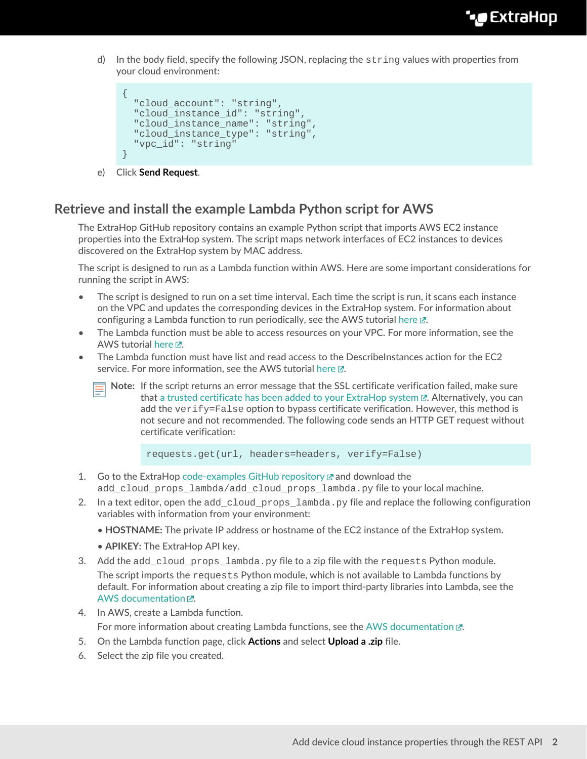d) In the body field, specify the following JSON, replacing the `string` values with properties from your cloud environment:

```
{
  "cloud_account": "string",
  "cloud_instance_id": "string",
  "cloud_instance_name": "string",
  "cloud_instance_type": "string",
  "vpc_id": "string"
}
```

e) Click **Send Request**.

## Retrieve and install the example Lambda Python script for AWS

The ExtraHop GitHub repository contains an example Python script that imports AWS EC2 instance properties into the ExtraHop system. The script maps network interfaces of EC2 instances to devices discovered on the ExtraHop system by MAC address.

The script is designed to run as a Lambda function within AWS. Here are some important considerations for running the script in AWS:

- The script is designed to run on a set time interval. Each time the script is run, it scans each instance on the VPC and updates the corresponding devices in the ExtraHop system. For information about configuring a Lambda function to run periodically, see the AWS tutorial here.
- The Lambda function must be able to access resources on your VPC. For more information, see the AWS tutorial here.
- The Lambda function must have list and read access to the DescribeInstances action for the EC2 service. For more information, see the AWS tutorial here.

**Note:** If the script returns an error message that the SSL certificate verification failed, make sure that a trusted certificate has been added to your ExtraHop system. Alternatively, you can add the `verify=False` option to bypass certificate verification. However, this method is not secure and not recommended. The following code sends an HTTP GET request without certificate verification:

```
requests.get(url, headers=headers, verify=False)
```

1. Go to the ExtraHop code-examples GitHub repository and download the `add_cloud_props_lambda/add_cloud_props_lambda.py` file to your local machine.
2. In a text editor, open the `add_cloud_props_lambda.py` file and replace the following configuration variables with information from your environment:
   - **HOSTNAME:** The private IP address or hostname of the EC2 instance of the ExtraHop system.
   - **APIKEY:** The ExtraHop API key.
3. Add the `add_cloud_props_lambda.py` file to a zip file with the `requests` Python module.

   The script imports the `requests` Python module, which is not available to Lambda functions by default. For information about creating a zip file to import third-party libraries into Lambda, see the AWS documentation.
4. In AWS, create a Lambda function.

   For more information about creating Lambda functions, see the AWS documentation.
5. On the Lambda function page, click **Actions** and select **Upload a .zip** file.
6. Select the zip file you created.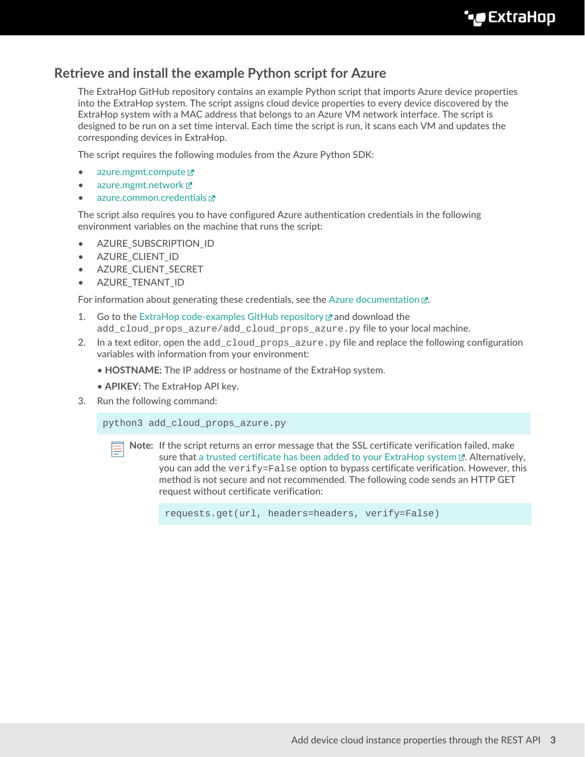## Retrieve and install the example Python script for Azure

The ExtraHop GitHub repository contains an example Python script that imports Azure device properties into the ExtraHop system. The script assigns cloud device properties to every device discovered by the ExtraHop system with a MAC address that belongs to an Azure VM network interface. The script is designed to be run on a set time interval. Each time the script is run, it scans each VM and updates the corresponding devices in ExtraHop.

The script requires the following modules from the Azure Python SDK:

- azure.mgmt.compute
- azure.mgmt.network
- azure.common.credentials

The script also requires you to have configured Azure authentication credentials in the following environment variables on the machine that runs the script:

- AZURE_SUBSCRIPTION_ID
- AZURE_CLIENT_ID
- AZURE_CLIENT_SECRET
- AZURE_TENANT_ID

For information about generating these credentials, see the Azure documentation.

1. Go to the ExtraHop code-examples GitHub repository and download the `add_cloud_props_azure/add_cloud_props_azure.py` file to your local machine.
2. In a text editor, open the `add_cloud_props_azure.py` file and replace the following configuration variables with information from your environment:

   • **HOSTNAME:** The IP address or hostname of the ExtraHop system.

   • **APIKEY:** The ExtraHop API key.
3. Run the following command:

   ```
   python3 add_cloud_props_azure.py
   ```

   **Note:** If the script returns an error message that the SSL certificate verification failed, make sure that a trusted certificate has been added to your ExtraHop system. Alternatively, you can add the `verify=False` option to bypass certificate verification. However, this method is not secure and not recommended. The following code sends an HTTP GET request without certificate verification:

   ```
   requests.get(url, headers=headers, verify=False)
   ```